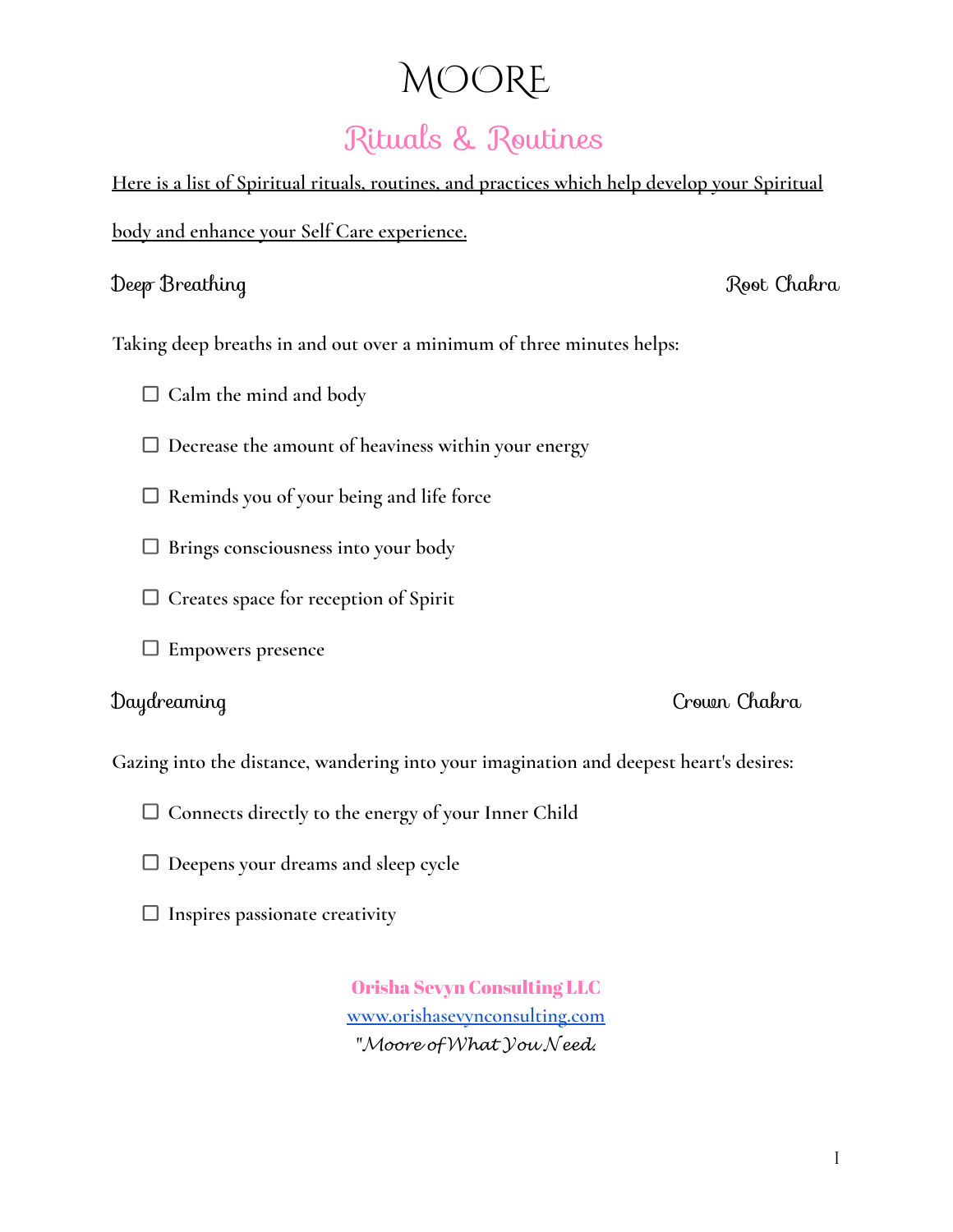# Moore

## Rituals & Routines

<u>Here is a list of Spiritual rituals, routines, and practices which help develop your Spiritual body and enhance your Self Care experience.</u>

### Deep Breathing — Root Chakra

Taking deep breaths in and out over a minimum of three minutes helps:

- [ ] Calm the mind and body
- [ ] Decrease the amount of heaviness within your energy
- [ ] Reminds you of your being and life force
- [ ] Brings consciousness into your body
- [ ] Creates space for reception of Spirit
- [ ] Empowers presence

### Daydreaming — Crown Chakra

Gazing into the distance, wandering into your imagination and deepest heart's desires:

- [ ] Connects directly to the energy of your Inner Child
- [ ] Deepens your dreams and sleep cycle
- [ ] Inspires passionate creativity

**Orisha Sevyn Consulting LLC**
[www.orishasevynconsulting.com](http://www.orishasevynconsulting.com)
*"Moore of What You Need.*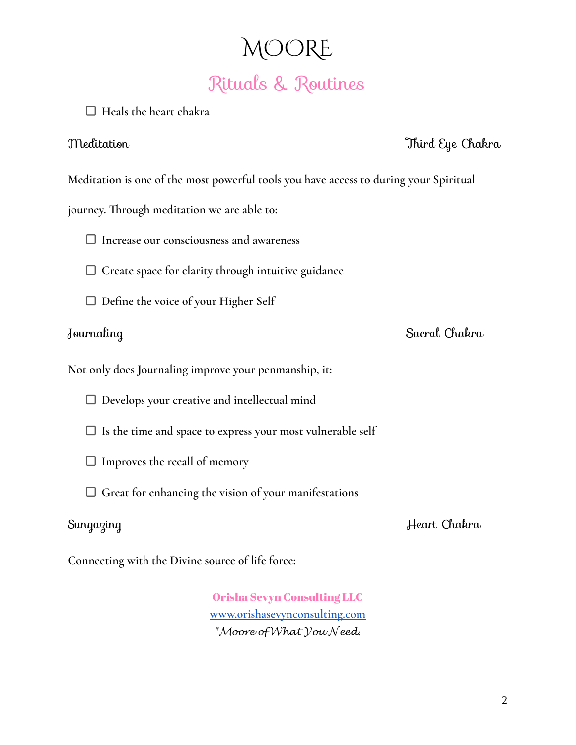- ☐ Heals the heart chakra

## Meditation — Third Eye Chakra

Meditation is one of the most powerful tools you have access to during your Spiritual journey. Through meditation we are able to:

- ☐ Increase our consciousness and awareness
- ☐ Create space for clarity through intuitive guidance
- ☐ Define the voice of your Higher Self

## Journaling — Sacral Chakra

Not only does Journaling improve your penmanship, it:

- ☐ Develops your creative and intellectual mind
- ☐ Is the time and space to express your most vulnerable self
- ☐ Improves the recall of memory
- ☐ Great for enhancing the vision of your manifestations

## Sungazing — Heart Chakra

Connecting with the Divine source of life force: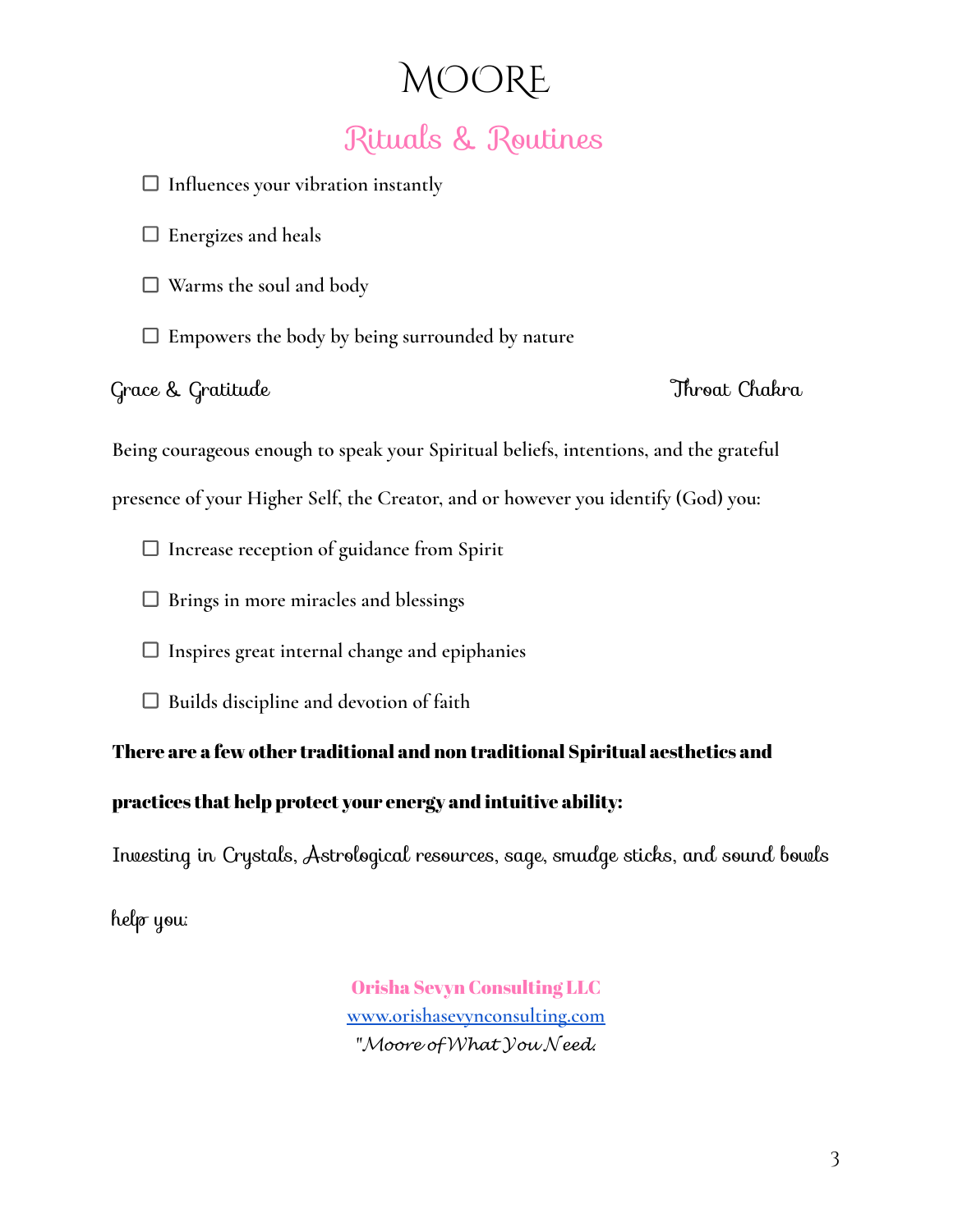# MOORE

## Rituals & Routines

- [ ] Influences your vibration instantly
- [ ] Energizes and heals
- [ ] Warms the soul and body
- [ ] Empowers the body by being surrounded by nature

Grace & Gratitude — Throat Chakra

Being courageous enough to speak your Spiritual beliefs, intentions, and the grateful presence of your Higher Self, the Creator, and or however you identify (God) you:

- [ ] Increase reception of guidance from Spirit
- [ ] Brings in more miracles and blessings
- [ ] Inspires great internal change and epiphanies
- [ ] Builds discipline and devotion of faith

**There are a few other traditional and non traditional Spiritual aesthetics and practices that help protect your energy and intuitive ability:**

Investing in Crystals, Astrological resources, sage, smudge sticks, and sound bowls help you:

**Orisha Sevyn Consulting LLC**
www.orishasevynconsulting.com
*"Moore of What You Need.*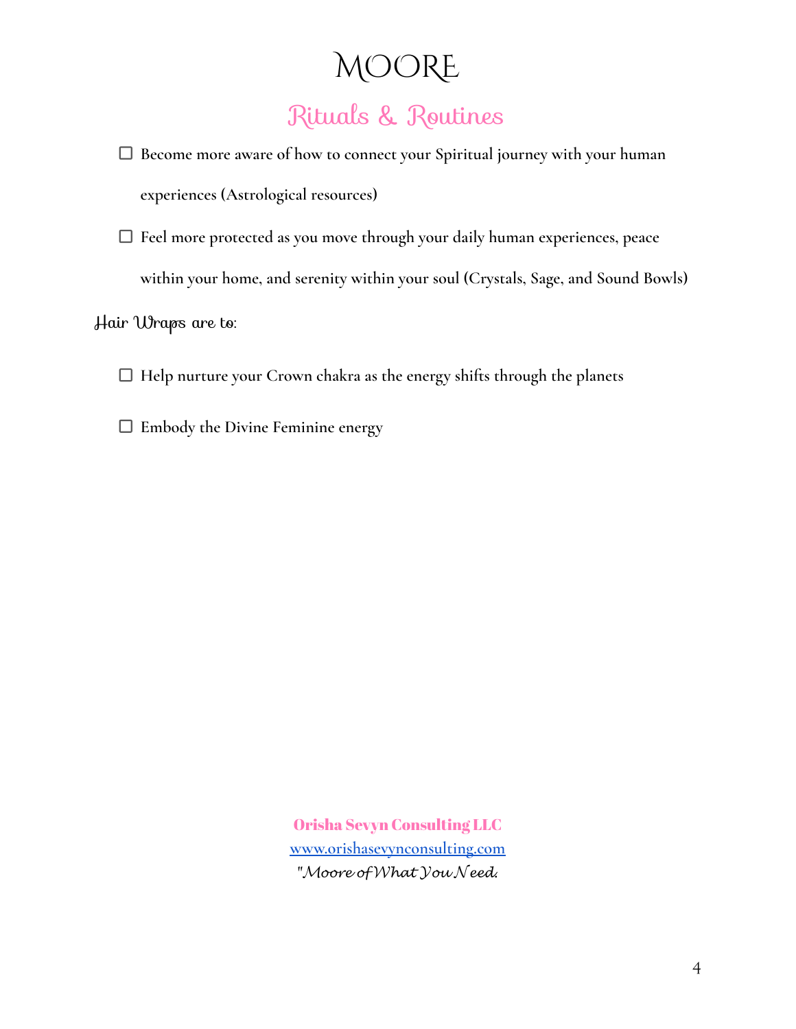# MOORE

## Rituals & Routines

- [ ] Become more aware of how to connect your Spiritual journey with your human experiences (Astrological resources)
- [ ] Feel more protected as you move through your daily human experiences, peace within your home, and serenity within your soul (Crystals, Sage, and Sound Bowls)

Hair Wraps are to:

- [ ] Help nurture your Crown chakra as the energy shifts through the planets
- [ ] Embody the Divine Feminine energy

**Orisha Sevyn Consulting LLC**
[www.orishasevynconsulting.com](http://www.orishasevynconsulting.com)
*"Moore of What You Need.*